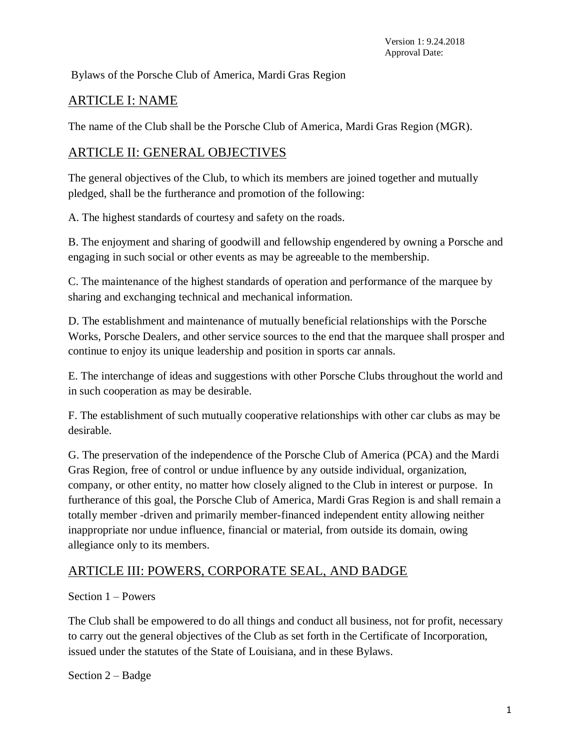Version 1: 9.24.2018
Approval Date:

Bylaws of the Porsche Club of America, Mardi Gras Region

## ARTICLE I: NAME

The name of the Club shall be the Porsche Club of America, Mardi Gras Region (MGR).

## ARTICLE II: GENERAL OBJECTIVES

The general objectives of the Club, to which its members are joined together and mutually pledged, shall be the furtherance and promotion of the following:

A. The highest standards of courtesy and safety on the roads.

B. The enjoyment and sharing of goodwill and fellowship engendered by owning a Porsche and engaging in such social or other events as may be agreeable to the membership.

C. The maintenance of the highest standards of operation and performance of the marquee by sharing and exchanging technical and mechanical information.

D. The establishment and maintenance of mutually beneficial relationships with the Porsche Works, Porsche Dealers, and other service sources to the end that the marquee shall prosper and continue to enjoy its unique leadership and position in sports car annals.

E. The interchange of ideas and suggestions with other Porsche Clubs throughout the world and in such cooperation as may be desirable.

F. The establishment of such mutually cooperative relationships with other car clubs as may be desirable.

G. The preservation of the independence of the Porsche Club of America (PCA) and the Mardi Gras Region, free of control or undue influence by any outside individual, organization, company, or other entity, no matter how closely aligned to the Club in interest or purpose. In furtherance of this goal, the Porsche Club of America, Mardi Gras Region is and shall remain a totally member -driven and primarily member-financed independent entity allowing neither inappropriate nor undue influence, financial or material, from outside its domain, owing allegiance only to its members.

## ARTICLE III: POWERS, CORPORATE SEAL, AND BADGE

Section 1 – Powers

The Club shall be empowered to do all things and conduct all business, not for profit, necessary to carry out the general objectives of the Club as set forth in the Certificate of Incorporation, issued under the statutes of the State of Louisiana, and in these Bylaws.

Section 2 – Badge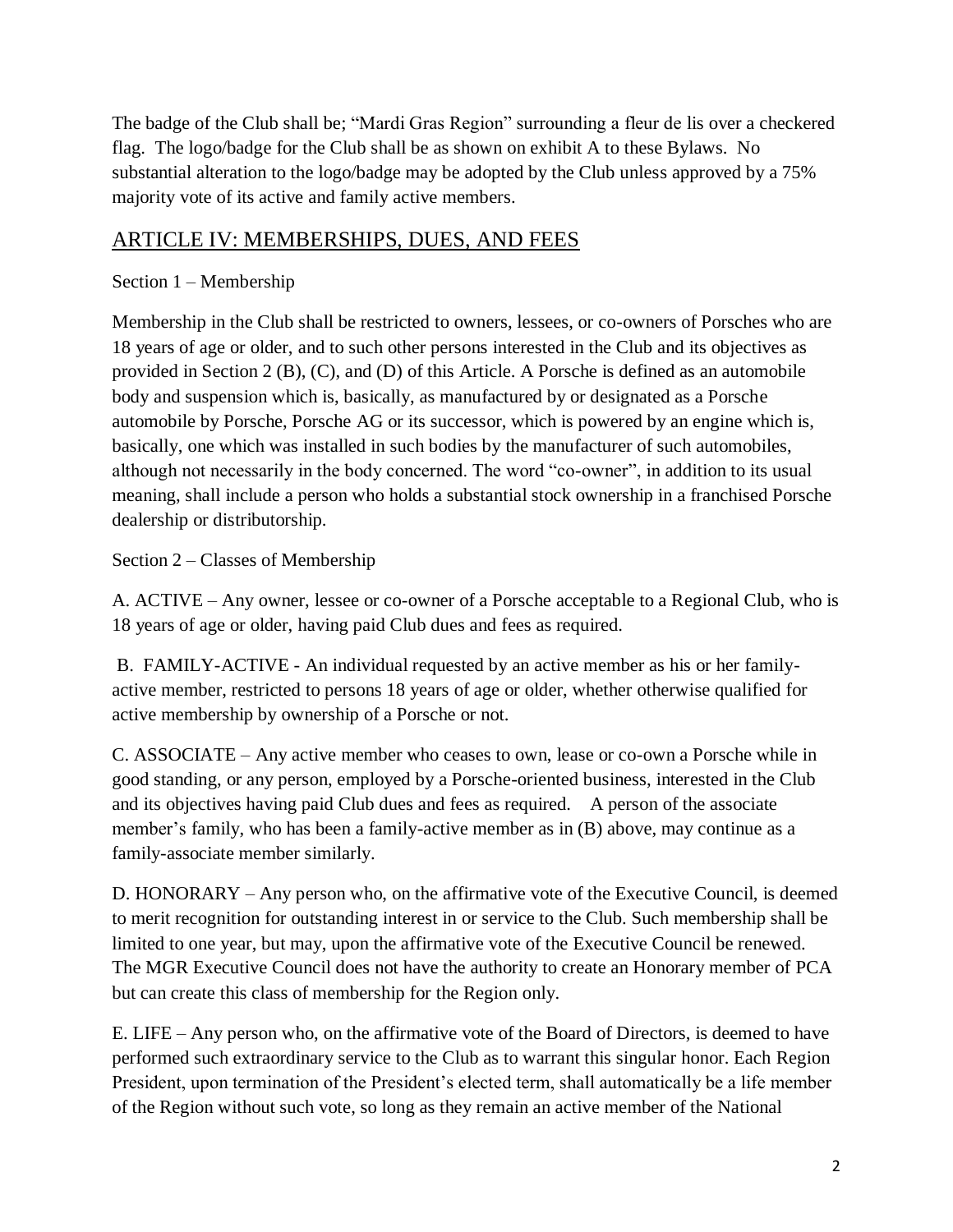The badge of the Club shall be; “Mardi Gras Region” surrounding a fleur de lis over a checkered flag. The logo/badge for the Club shall be as shown on exhibit A to these Bylaws. No substantial alteration to the logo/badge may be adopted by the Club unless approved by a 75% majority vote of its active and family active members.

## ARTICLE IV: MEMBERSHIPS, DUES, AND FEES

Section 1 – Membership

Membership in the Club shall be restricted to owners, lessees, or co-owners of Porsches who are 18 years of age or older, and to such other persons interested in the Club and its objectives as provided in Section 2 (B), (C), and (D) of this Article. A Porsche is defined as an automobile body and suspension which is, basically, as manufactured by or designated as a Porsche automobile by Porsche, Porsche AG or its successor, which is powered by an engine which is, basically, one which was installed in such bodies by the manufacturer of such automobiles, although not necessarily in the body concerned. The word “co-owner”, in addition to its usual meaning, shall include a person who holds a substantial stock ownership in a franchised Porsche dealership or distributorship.

Section 2 – Classes of Membership

A. ACTIVE – Any owner, lessee or co-owner of a Porsche acceptable to a Regional Club, who is 18 years of age or older, having paid Club dues and fees as required.

B. FAMILY-ACTIVE - An individual requested by an active member as his or her family-active member, restricted to persons 18 years of age or older, whether otherwise qualified for active membership by ownership of a Porsche or not.

C. ASSOCIATE – Any active member who ceases to own, lease or co-own a Porsche while in good standing, or any person, employed by a Porsche-oriented business, interested in the Club and its objectives having paid Club dues and fees as required. A person of the associate member’s family, who has been a family-active member as in (B) above, may continue as a family-associate member similarly.

D. HONORARY – Any person who, on the affirmative vote of the Executive Council, is deemed to merit recognition for outstanding interest in or service to the Club. Such membership shall be limited to one year, but may, upon the affirmative vote of the Executive Council be renewed. The MGR Executive Council does not have the authority to create an Honorary member of PCA but can create this class of membership for the Region only.

E. LIFE – Any person who, on the affirmative vote of the Board of Directors, is deemed to have performed such extraordinary service to the Club as to warrant this singular honor. Each Region President, upon termination of the President’s elected term, shall automatically be a life member of the Region without such vote, so long as they remain an active member of the National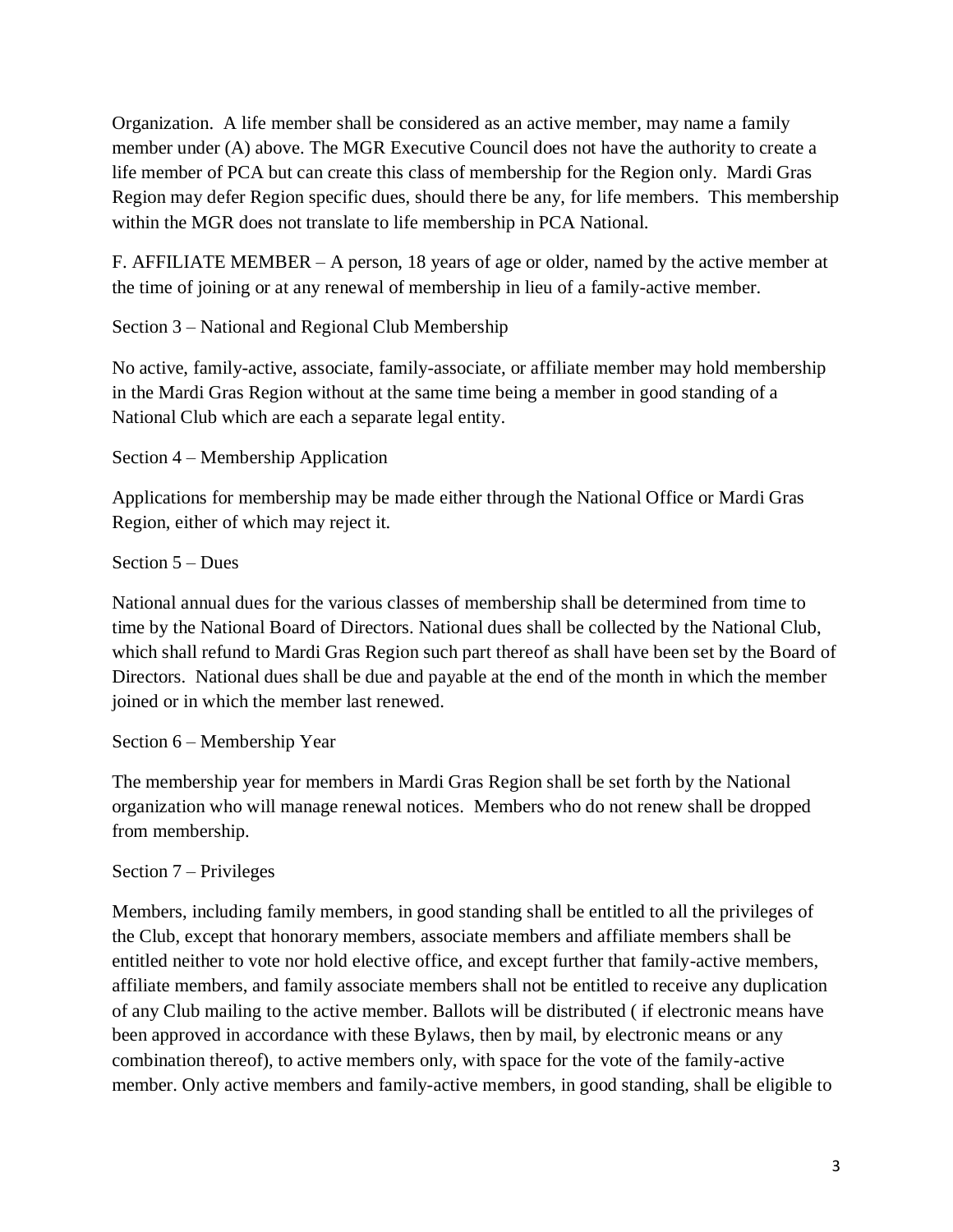Organization. A life member shall be considered as an active member, may name a family member under (A) above. The MGR Executive Council does not have the authority to create a life member of PCA but can create this class of membership for the Region only. Mardi Gras Region may defer Region specific dues, should there be any, for life members. This membership within the MGR does not translate to life membership in PCA National.

F. AFFILIATE MEMBER – A person, 18 years of age or older, named by the active member at the time of joining or at any renewal of membership in lieu of a family-active member.

Section 3 – National and Regional Club Membership

No active, family-active, associate, family-associate, or affiliate member may hold membership in the Mardi Gras Region without at the same time being a member in good standing of a National Club which are each a separate legal entity.

Section 4 – Membership Application

Applications for membership may be made either through the National Office or Mardi Gras Region, either of which may reject it.

Section 5 – Dues

National annual dues for the various classes of membership shall be determined from time to time by the National Board of Directors. National dues shall be collected by the National Club, which shall refund to Mardi Gras Region such part thereof as shall have been set by the Board of Directors. National dues shall be due and payable at the end of the month in which the member joined or in which the member last renewed.

Section 6 – Membership Year

The membership year for members in Mardi Gras Region shall be set forth by the National organization who will manage renewal notices. Members who do not renew shall be dropped from membership.

Section 7 – Privileges

Members, including family members, in good standing shall be entitled to all the privileges of the Club, except that honorary members, associate members and affiliate members shall be entitled neither to vote nor hold elective office, and except further that family-active members, affiliate members, and family associate members shall not be entitled to receive any duplication of any Club mailing to the active member. Ballots will be distributed ( if electronic means have been approved in accordance with these Bylaws, then by mail, by electronic means or any combination thereof), to active members only, with space for the vote of the family-active member. Only active members and family-active members, in good standing, shall be eligible to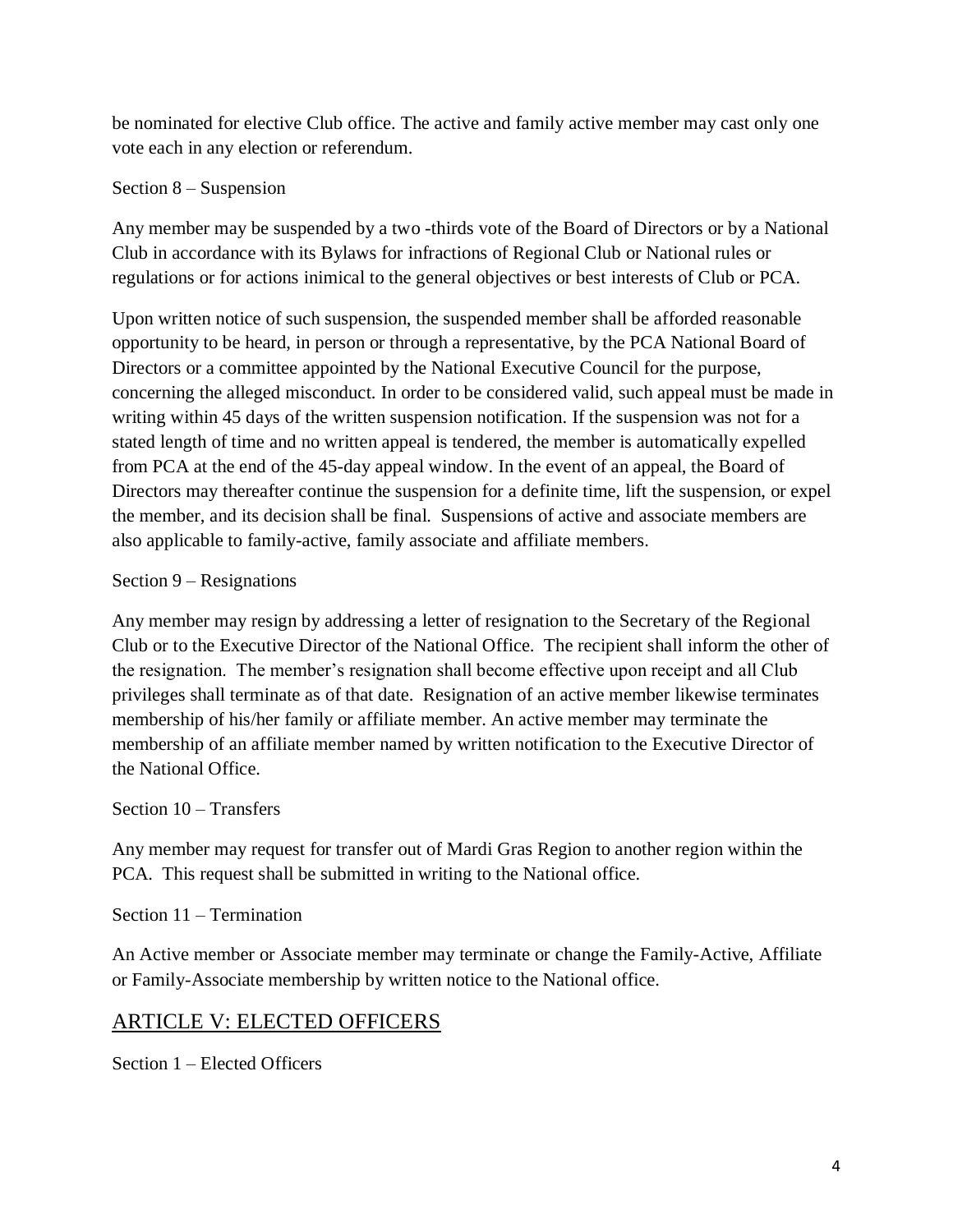be nominated for elective Club office. The active and family active member may cast only one vote each in any election or referendum.

Section 8 – Suspension

Any member may be suspended by a two -thirds vote of the Board of Directors or by a National Club in accordance with its Bylaws for infractions of Regional Club or National rules or regulations or for actions inimical to the general objectives or best interests of Club or PCA.

Upon written notice of such suspension, the suspended member shall be afforded reasonable opportunity to be heard, in person or through a representative, by the PCA National Board of Directors or a committee appointed by the National Executive Council for the purpose, concerning the alleged misconduct. In order to be considered valid, such appeal must be made in writing within 45 days of the written suspension notification. If the suspension was not for a stated length of time and no written appeal is tendered, the member is automatically expelled from PCA at the end of the 45-day appeal window. In the event of an appeal, the Board of Directors may thereafter continue the suspension for a definite time, lift the suspension, or expel the member, and its decision shall be final. Suspensions of active and associate members are also applicable to family-active, family associate and affiliate members.

Section 9 – Resignations

Any member may resign by addressing a letter of resignation to the Secretary of the Regional Club or to the Executive Director of the National Office. The recipient shall inform the other of the resignation. The member's resignation shall become effective upon receipt and all Club privileges shall terminate as of that date. Resignation of an active member likewise terminates membership of his/her family or affiliate member. An active member may terminate the membership of an affiliate member named by written notification to the Executive Director of the National Office.

Section 10 – Transfers

Any member may request for transfer out of Mardi Gras Region to another region within the PCA. This request shall be submitted in writing to the National office.

Section 11 – Termination

An Active member or Associate member may terminate or change the Family-Active, Affiliate or Family-Associate membership by written notice to the National office.

## ARTICLE V: ELECTED OFFICERS

Section 1 – Elected Officers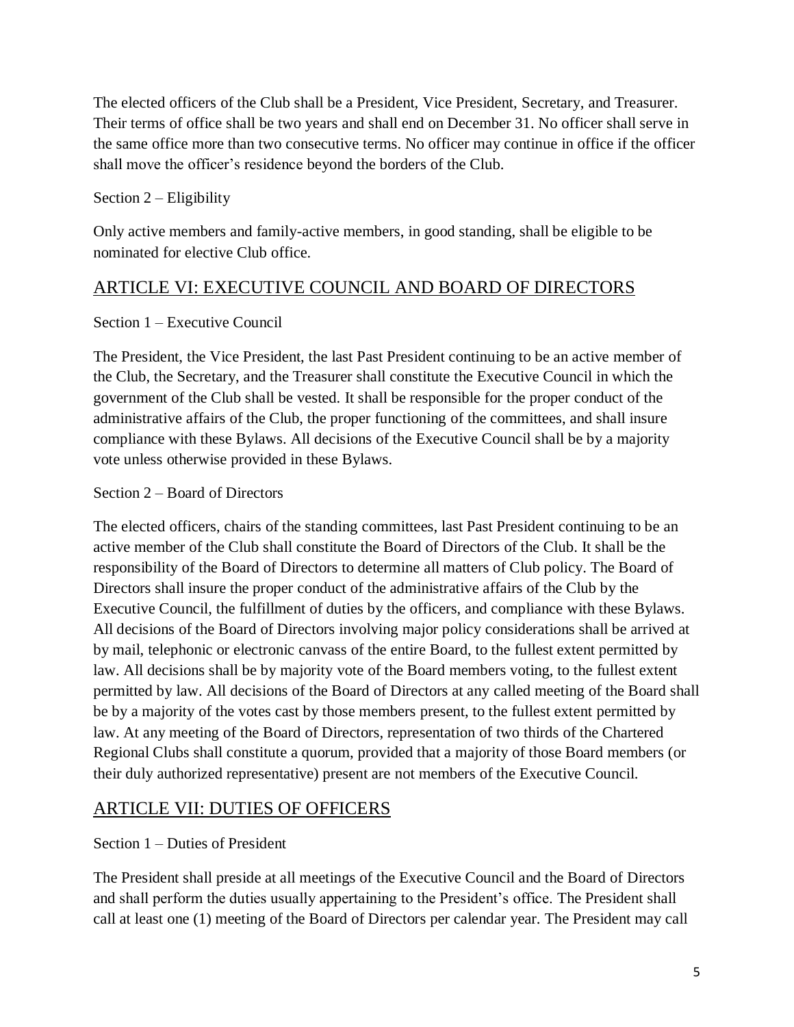The elected officers of the Club shall be a President, Vice President, Secretary, and Treasurer. Their terms of office shall be two years and shall end on December 31. No officer shall serve in the same office more than two consecutive terms. No officer may continue in office if the officer shall move the officer's residence beyond the borders of the Club.

Section 2 – Eligibility

Only active members and family-active members, in good standing, shall be eligible to be nominated for elective Club office.

## ARTICLE VI: EXECUTIVE COUNCIL AND BOARD OF DIRECTORS

Section 1 – Executive Council

The President, the Vice President, the last Past President continuing to be an active member of the Club, the Secretary, and the Treasurer shall constitute the Executive Council in which the government of the Club shall be vested. It shall be responsible for the proper conduct of the administrative affairs of the Club, the proper functioning of the committees, and shall insure compliance with these Bylaws. All decisions of the Executive Council shall be by a majority vote unless otherwise provided in these Bylaws.

Section 2 – Board of Directors

The elected officers, chairs of the standing committees, last Past President continuing to be an active member of the Club shall constitute the Board of Directors of the Club. It shall be the responsibility of the Board of Directors to determine all matters of Club policy. The Board of Directors shall insure the proper conduct of the administrative affairs of the Club by the Executive Council, the fulfillment of duties by the officers, and compliance with these Bylaws. All decisions of the Board of Directors involving major policy considerations shall be arrived at by mail, telephonic or electronic canvass of the entire Board, to the fullest extent permitted by law. All decisions shall be by majority vote of the Board members voting, to the fullest extent permitted by law. All decisions of the Board of Directors at any called meeting of the Board shall be by a majority of the votes cast by those members present, to the fullest extent permitted by law. At any meeting of the Board of Directors, representation of two thirds of the Chartered Regional Clubs shall constitute a quorum, provided that a majority of those Board members (or their duly authorized representative) present are not members of the Executive Council.

## ARTICLE VII: DUTIES OF OFFICERS

Section 1 – Duties of President

The President shall preside at all meetings of the Executive Council and the Board of Directors and shall perform the duties usually appertaining to the President's office. The President shall call at least one (1) meeting of the Board of Directors per calendar year. The President may call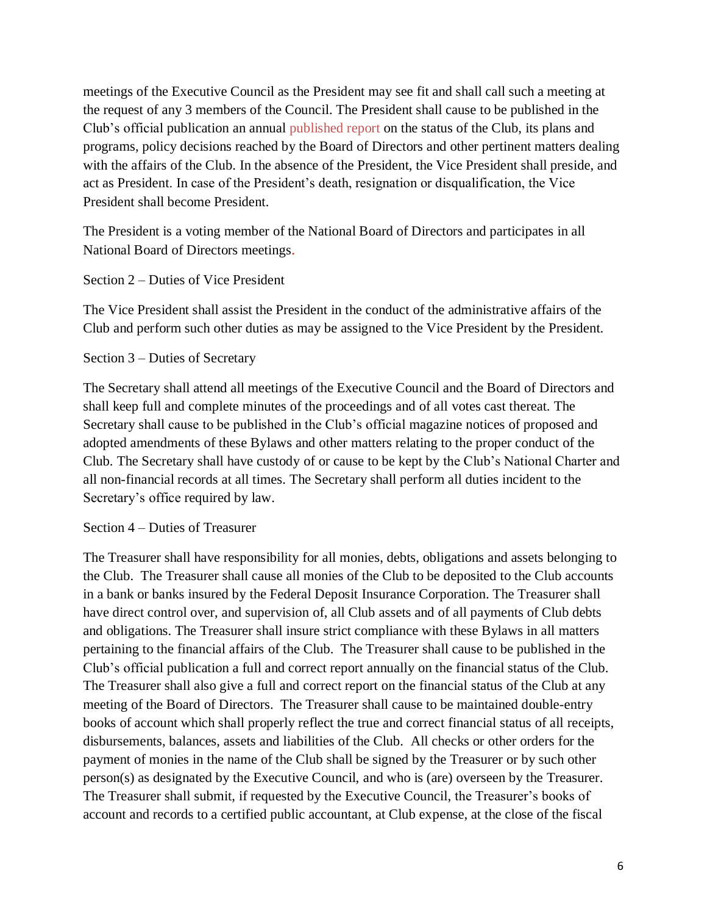meetings of the Executive Council as the President may see fit and shall call such a meeting at the request of any 3 members of the Council. The President shall cause to be published in the Club's official publication an annual published report on the status of the Club, its plans and programs, policy decisions reached by the Board of Directors and other pertinent matters dealing with the affairs of the Club. In the absence of the President, the Vice President shall preside, and act as President. In case of the President's death, resignation or disqualification, the Vice President shall become President.

The President is a voting member of the National Board of Directors and participates in all National Board of Directors meetings.

Section 2 – Duties of Vice President

The Vice President shall assist the President in the conduct of the administrative affairs of the Club and perform such other duties as may be assigned to the Vice President by the President.

Section 3 – Duties of Secretary

The Secretary shall attend all meetings of the Executive Council and the Board of Directors and shall keep full and complete minutes of the proceedings and of all votes cast thereat. The Secretary shall cause to be published in the Club's official magazine notices of proposed and adopted amendments of these Bylaws and other matters relating to the proper conduct of the Club. The Secretary shall have custody of or cause to be kept by the Club's National Charter and all non-financial records at all times. The Secretary shall perform all duties incident to the Secretary's office required by law.

Section 4 – Duties of Treasurer

The Treasurer shall have responsibility for all monies, debts, obligations and assets belonging to the Club. The Treasurer shall cause all monies of the Club to be deposited to the Club accounts in a bank or banks insured by the Federal Deposit Insurance Corporation. The Treasurer shall have direct control over, and supervision of, all Club assets and of all payments of Club debts and obligations. The Treasurer shall insure strict compliance with these Bylaws in all matters pertaining to the financial affairs of the Club. The Treasurer shall cause to be published in the Club's official publication a full and correct report annually on the financial status of the Club. The Treasurer shall also give a full and correct report on the financial status of the Club at any meeting of the Board of Directors. The Treasurer shall cause to be maintained double-entry books of account which shall properly reflect the true and correct financial status of all receipts, disbursements, balances, assets and liabilities of the Club. All checks or other orders for the payment of monies in the name of the Club shall be signed by the Treasurer or by such other person(s) as designated by the Executive Council, and who is (are) overseen by the Treasurer. The Treasurer shall submit, if requested by the Executive Council, the Treasurer's books of account and records to a certified public accountant, at Club expense, at the close of the fiscal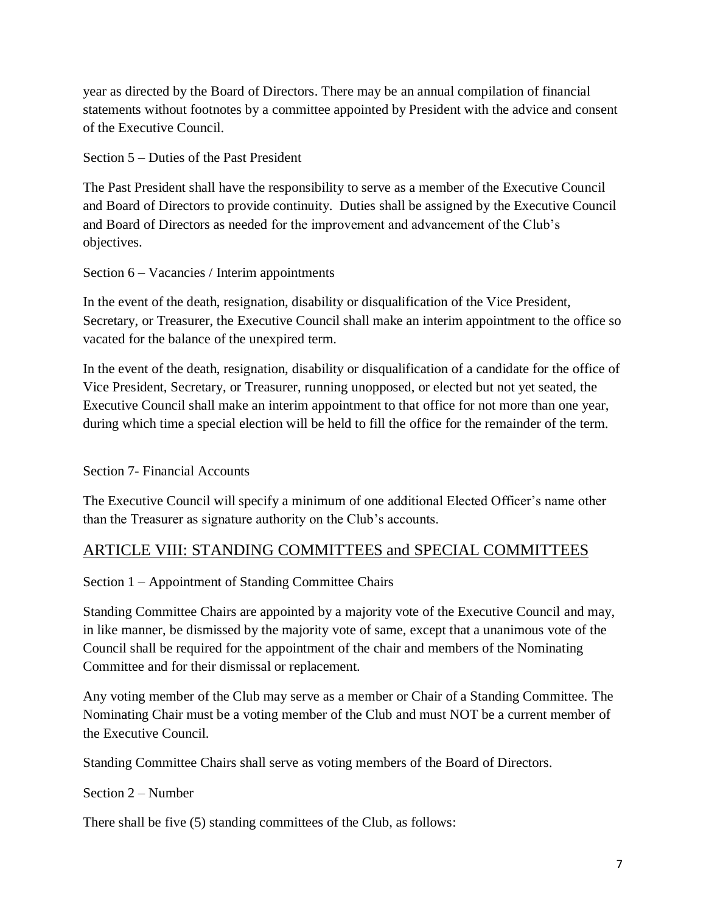year as directed by the Board of Directors. There may be an annual compilation of financial statements without footnotes by a committee appointed by President with the advice and consent of the Executive Council.

Section 5 – Duties of the Past President

The Past President shall have the responsibility to serve as a member of the Executive Council and Board of Directors to provide continuity. Duties shall be assigned by the Executive Council and Board of Directors as needed for the improvement and advancement of the Club's objectives.

Section 6 – Vacancies / Interim appointments

In the event of the death, resignation, disability or disqualification of the Vice President, Secretary, or Treasurer, the Executive Council shall make an interim appointment to the office so vacated for the balance of the unexpired term.

In the event of the death, resignation, disability or disqualification of a candidate for the office of Vice President, Secretary, or Treasurer, running unopposed, or elected but not yet seated, the Executive Council shall make an interim appointment to that office for not more than one year, during which time a special election will be held to fill the office for the remainder of the term.

Section 7- Financial Accounts

The Executive Council will specify a minimum of one additional Elected Officer's name other than the Treasurer as signature authority on the Club's accounts.

## ARTICLE VIII: STANDING COMMITTEES and SPECIAL COMMITTEES

Section 1 – Appointment of Standing Committee Chairs

Standing Committee Chairs are appointed by a majority vote of the Executive Council and may, in like manner, be dismissed by the majority vote of same, except that a unanimous vote of the Council shall be required for the appointment of the chair and members of the Nominating Committee and for their dismissal or replacement.

Any voting member of the Club may serve as a member or Chair of a Standing Committee. The Nominating Chair must be a voting member of the Club and must NOT be a current member of the Executive Council.

Standing Committee Chairs shall serve as voting members of the Board of Directors.

Section 2 – Number

There shall be five (5) standing committees of the Club, as follows: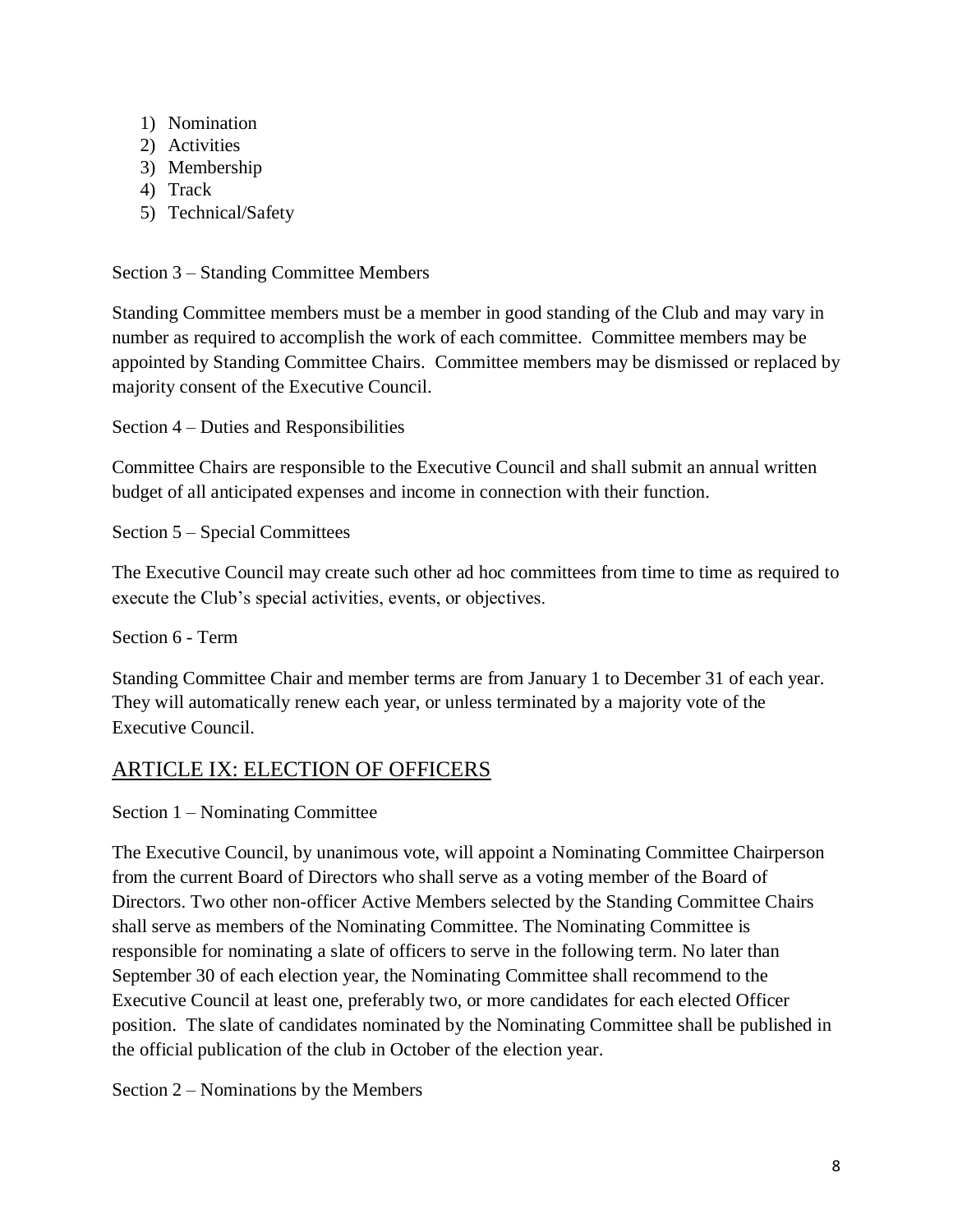1) Nomination
2) Activities
3) Membership
4) Track
5) Technical/Safety

Section 3 – Standing Committee Members

Standing Committee members must be a member in good standing of the Club and may vary in number as required to accomplish the work of each committee. Committee members may be appointed by Standing Committee Chairs. Committee members may be dismissed or replaced by majority consent of the Executive Council.

Section 4 – Duties and Responsibilities

Committee Chairs are responsible to the Executive Council and shall submit an annual written budget of all anticipated expenses and income in connection with their function.

Section 5 – Special Committees

The Executive Council may create such other ad hoc committees from time to time as required to execute the Club's special activities, events, or objectives.

Section 6 - Term

Standing Committee Chair and member terms are from January 1 to December 31 of each year. They will automatically renew each year, or unless terminated by a majority vote of the Executive Council.

## ARTICLE IX: ELECTION OF OFFICERS

Section 1 – Nominating Committee

The Executive Council, by unanimous vote, will appoint a Nominating Committee Chairperson from the current Board of Directors who shall serve as a voting member of the Board of Directors. Two other non-officer Active Members selected by the Standing Committee Chairs shall serve as members of the Nominating Committee. The Nominating Committee is responsible for nominating a slate of officers to serve in the following term. No later than September 30 of each election year, the Nominating Committee shall recommend to the Executive Council at least one, preferably two, or more candidates for each elected Officer position. The slate of candidates nominated by the Nominating Committee shall be published in the official publication of the club in October of the election year.

Section 2 – Nominations by the Members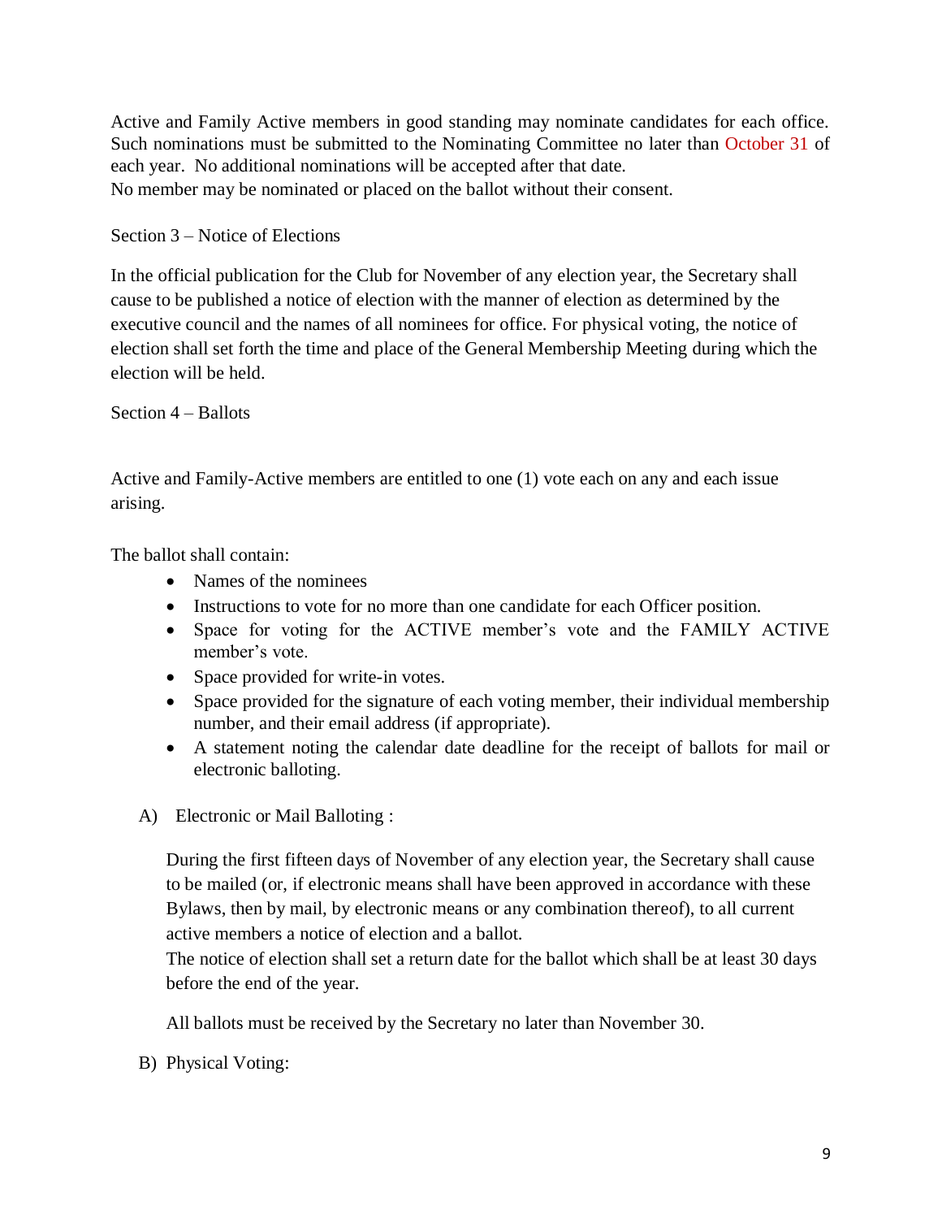Active and Family Active members in good standing may nominate candidates for each office. Such nominations must be submitted to the Nominating Committee no later than October 31 of each year. No additional nominations will be accepted after that date.
No member may be nominated or placed on the ballot without their consent.

Section 3 – Notice of Elections

In the official publication for the Club for November of any election year, the Secretary shall cause to be published a notice of election with the manner of election as determined by the executive council and the names of all nominees for office. For physical voting, the notice of election shall set forth the time and place of the General Membership Meeting during which the election will be held.

Section 4 – Ballots

Active and Family-Active members are entitled to one (1) vote each on any and each issue arising.

The ballot shall contain:

- Names of the nominees
- Instructions to vote for no more than one candidate for each Officer position.
- Space for voting for the ACTIVE member's vote and the FAMILY ACTIVE member's vote.
- Space provided for write-in votes.
- Space provided for the signature of each voting member, their individual membership number, and their email address (if appropriate).
- A statement noting the calendar date deadline for the receipt of ballots for mail or electronic balloting.

A) Electronic or Mail Balloting :

During the first fifteen days of November of any election year, the Secretary shall cause to be mailed (or, if electronic means shall have been approved in accordance with these Bylaws, then by mail, by electronic means or any combination thereof), to all current active members a notice of election and a ballot.
The notice of election shall set a return date for the ballot which shall be at least 30 days before the end of the year.

All ballots must be received by the Secretary no later than November 30.

B) Physical Voting: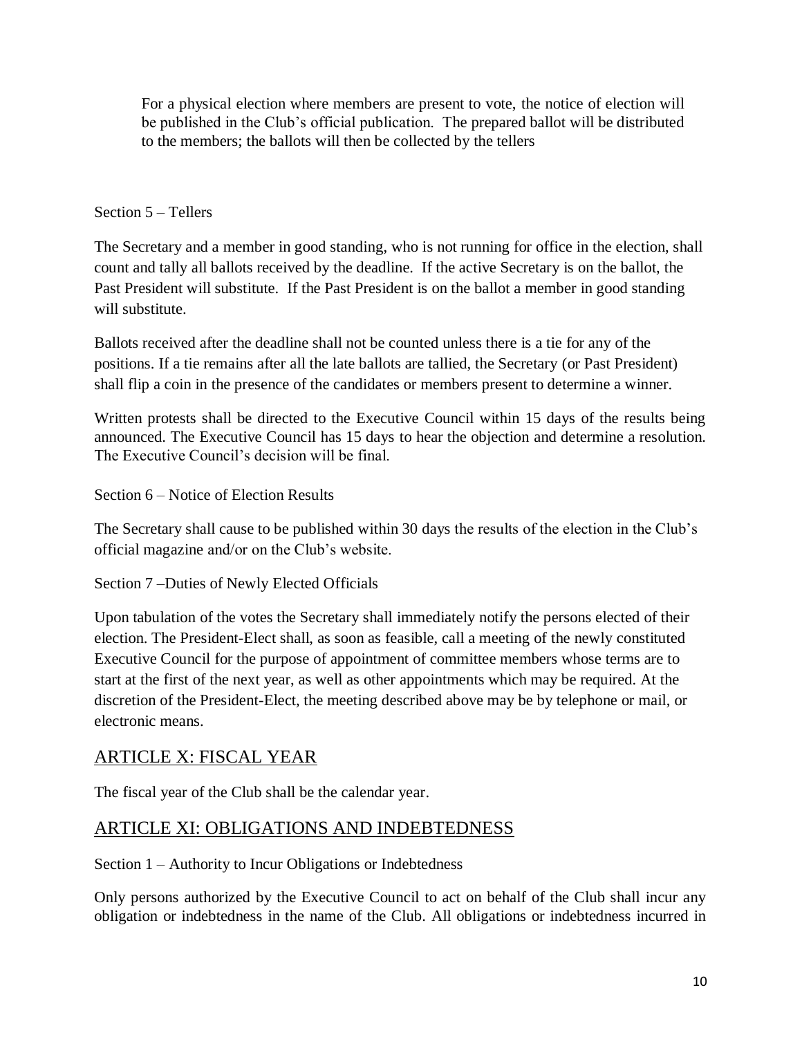For a physical election where members are present to vote, the notice of election will be published in the Club's official publication. The prepared ballot will be distributed to the members; the ballots will then be collected by the tellers

Section 5 – Tellers

The Secretary and a member in good standing, who is not running for office in the election, shall count and tally all ballots received by the deadline. If the active Secretary is on the ballot, the Past President will substitute. If the Past President is on the ballot a member in good standing will substitute.

Ballots received after the deadline shall not be counted unless there is a tie for any of the positions. If a tie remains after all the late ballots are tallied, the Secretary (or Past President) shall flip a coin in the presence of the candidates or members present to determine a winner.

Written protests shall be directed to the Executive Council within 15 days of the results being announced. The Executive Council has 15 days to hear the objection and determine a resolution. The Executive Council's decision will be final.

Section 6 – Notice of Election Results

The Secretary shall cause to be published within 30 days the results of the election in the Club's official magazine and/or on the Club's website.

Section 7 –Duties of Newly Elected Officials

Upon tabulation of the votes the Secretary shall immediately notify the persons elected of their election. The President-Elect shall, as soon as feasible, call a meeting of the newly constituted Executive Council for the purpose of appointment of committee members whose terms are to start at the first of the next year, as well as other appointments which may be required. At the discretion of the President-Elect, the meeting described above may be by telephone or mail, or electronic means.

## ARTICLE X: FISCAL YEAR

The fiscal year of the Club shall be the calendar year.

## ARTICLE XI: OBLIGATIONS AND INDEBTEDNESS

Section 1 – Authority to Incur Obligations or Indebtedness

Only persons authorized by the Executive Council to act on behalf of the Club shall incur any obligation or indebtedness in the name of the Club. All obligations or indebtedness incurred in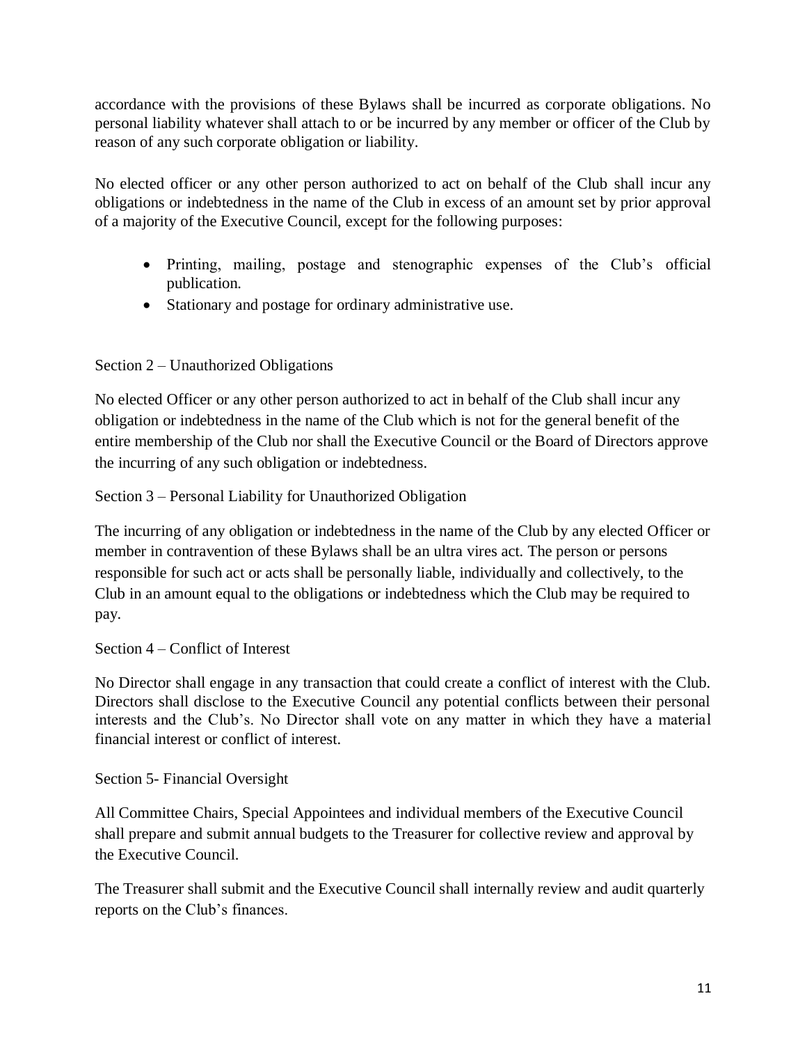accordance with the provisions of these Bylaws shall be incurred as corporate obligations. No personal liability whatever shall attach to or be incurred by any member or officer of the Club by reason of any such corporate obligation or liability.

No elected officer or any other person authorized to act on behalf of the Club shall incur any obligations or indebtedness in the name of the Club in excess of an amount set by prior approval of a majority of the Executive Council, except for the following purposes:

- Printing, mailing, postage and stenographic expenses of the Club's official publication.
- Stationary and postage for ordinary administrative use.

Section 2 – Unauthorized Obligations

No elected Officer or any other person authorized to act in behalf of the Club shall incur any obligation or indebtedness in the name of the Club which is not for the general benefit of the entire membership of the Club nor shall the Executive Council or the Board of Directors approve the incurring of any such obligation or indebtedness.

Section 3 – Personal Liability for Unauthorized Obligation

The incurring of any obligation or indebtedness in the name of the Club by any elected Officer or member in contravention of these Bylaws shall be an ultra vires act. The person or persons responsible for such act or acts shall be personally liable, individually and collectively, to the Club in an amount equal to the obligations or indebtedness which the Club may be required to pay.

Section 4 – Conflict of Interest

No Director shall engage in any transaction that could create a conflict of interest with the Club. Directors shall disclose to the Executive Council any potential conflicts between their personal interests and the Club's. No Director shall vote on any matter in which they have a material financial interest or conflict of interest.

Section 5- Financial Oversight

All Committee Chairs, Special Appointees and individual members of the Executive Council shall prepare and submit annual budgets to the Treasurer for collective review and approval by the Executive Council.

The Treasurer shall submit and the Executive Council shall internally review and audit quarterly reports on the Club's finances.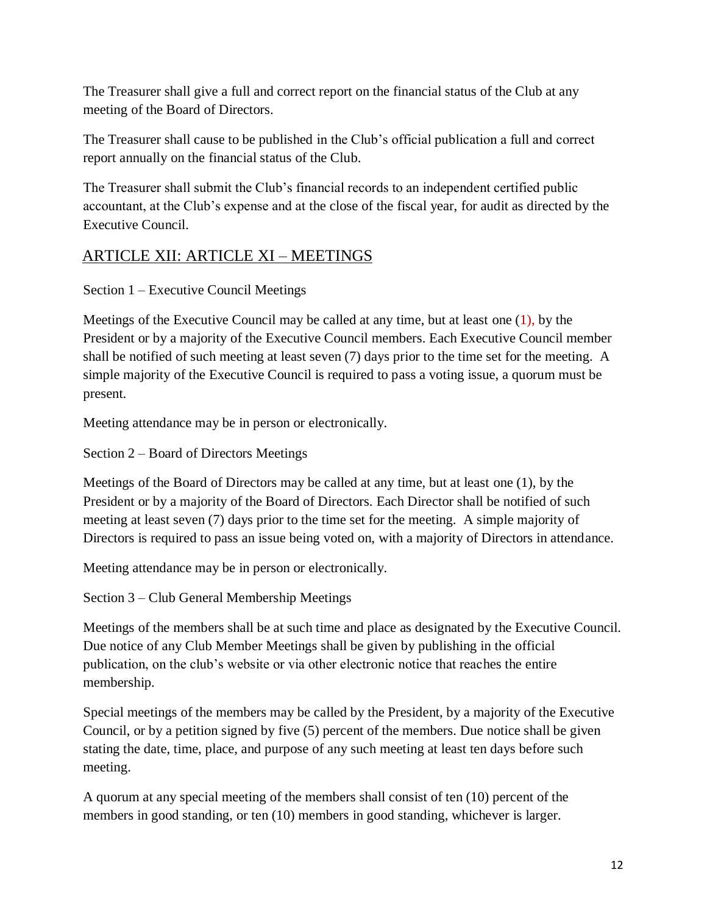The Treasurer shall give a full and correct report on the financial status of the Club at any meeting of the Board of Directors.

The Treasurer shall cause to be published in the Club's official publication a full and correct report annually on the financial status of the Club.

The Treasurer shall submit the Club's financial records to an independent certified public accountant, at the Club's expense and at the close of the fiscal year, for audit as directed by the Executive Council.

## ARTICLE XII: ARTICLE XI – MEETINGS

Section 1 – Executive Council Meetings

Meetings of the Executive Council may be called at any time, but at least one (1), by the President or by a majority of the Executive Council members. Each Executive Council member shall be notified of such meeting at least seven (7) days prior to the time set for the meeting. A simple majority of the Executive Council is required to pass a voting issue, a quorum must be present.

Meeting attendance may be in person or electronically.

Section 2 – Board of Directors Meetings

Meetings of the Board of Directors may be called at any time, but at least one (1), by the President or by a majority of the Board of Directors. Each Director shall be notified of such meeting at least seven (7) days prior to the time set for the meeting. A simple majority of Directors is required to pass an issue being voted on, with a majority of Directors in attendance.

Meeting attendance may be in person or electronically.

Section 3 – Club General Membership Meetings

Meetings of the members shall be at such time and place as designated by the Executive Council. Due notice of any Club Member Meetings shall be given by publishing in the official publication, on the club's website or via other electronic notice that reaches the entire membership.

Special meetings of the members may be called by the President, by a majority of the Executive Council, or by a petition signed by five (5) percent of the members. Due notice shall be given stating the date, time, place, and purpose of any such meeting at least ten days before such meeting.

A quorum at any special meeting of the members shall consist of ten (10) percent of the members in good standing, or ten (10) members in good standing, whichever is larger.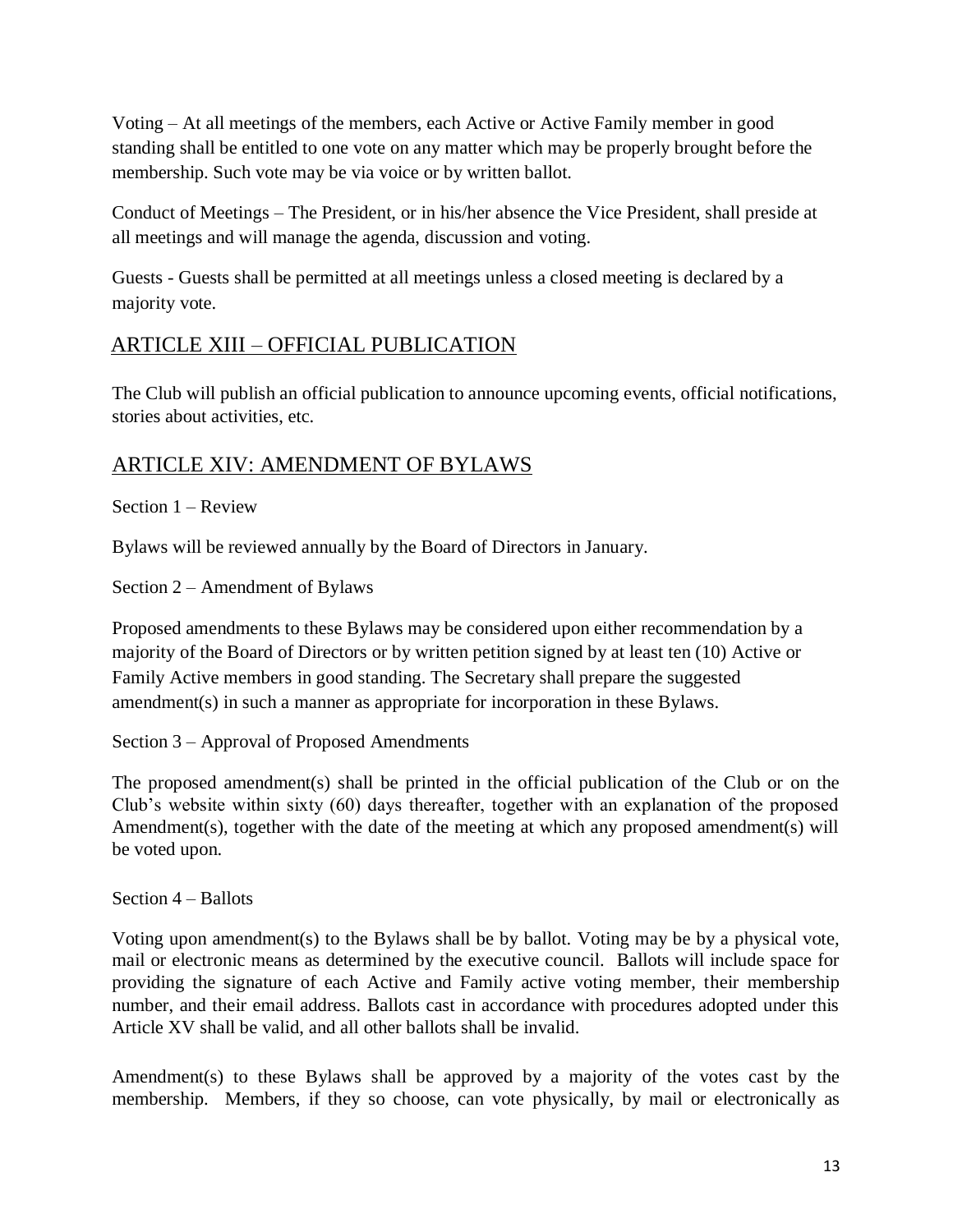Voting – At all meetings of the members, each Active or Active Family member in good standing shall be entitled to one vote on any matter which may be properly brought before the membership. Such vote may be via voice or by written ballot.

Conduct of Meetings – The President, or in his/her absence the Vice President, shall preside at all meetings and will manage the agenda, discussion and voting.

Guests - Guests shall be permitted at all meetings unless a closed meeting is declared by a majority vote.

## ARTICLE XIII – OFFICIAL PUBLICATION

The Club will publish an official publication to announce upcoming events, official notifications, stories about activities, etc.

## ARTICLE XIV: AMENDMENT OF BYLAWS

Section 1 – Review

Bylaws will be reviewed annually by the Board of Directors in January.

Section 2 – Amendment of Bylaws

Proposed amendments to these Bylaws may be considered upon either recommendation by a majority of the Board of Directors or by written petition signed by at least ten (10) Active or Family Active members in good standing. The Secretary shall prepare the suggested amendment(s) in such a manner as appropriate for incorporation in these Bylaws.

Section 3 – Approval of Proposed Amendments

The proposed amendment(s) shall be printed in the official publication of the Club or on the Club's website within sixty (60) days thereafter, together with an explanation of the proposed Amendment(s), together with the date of the meeting at which any proposed amendment(s) will be voted upon.

Section 4 – Ballots

Voting upon amendment(s) to the Bylaws shall be by ballot. Voting may be by a physical vote, mail or electronic means as determined by the executive council. Ballots will include space for providing the signature of each Active and Family active voting member, their membership number, and their email address. Ballots cast in accordance with procedures adopted under this Article XV shall be valid, and all other ballots shall be invalid.

Amendment(s) to these Bylaws shall be approved by a majority of the votes cast by the membership. Members, if they so choose, can vote physically, by mail or electronically as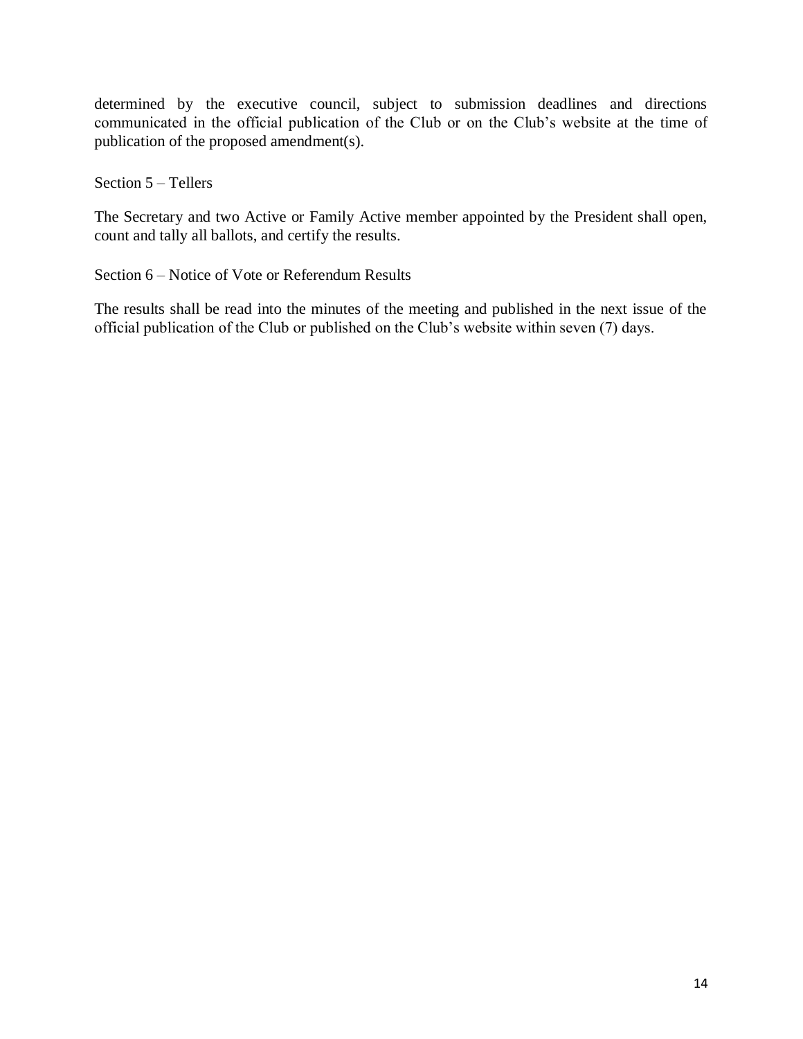determined by the executive council, subject to submission deadlines and directions communicated in the official publication of the Club or on the Club's website at the time of publication of the proposed amendment(s).

Section 5 – Tellers

The Secretary and two Active or Family Active member appointed by the President shall open, count and tally all ballots, and certify the results.

Section 6 – Notice of Vote or Referendum Results

The results shall be read into the minutes of the meeting and published in the next issue of the official publication of the Club or published on the Club's website within seven (7) days.